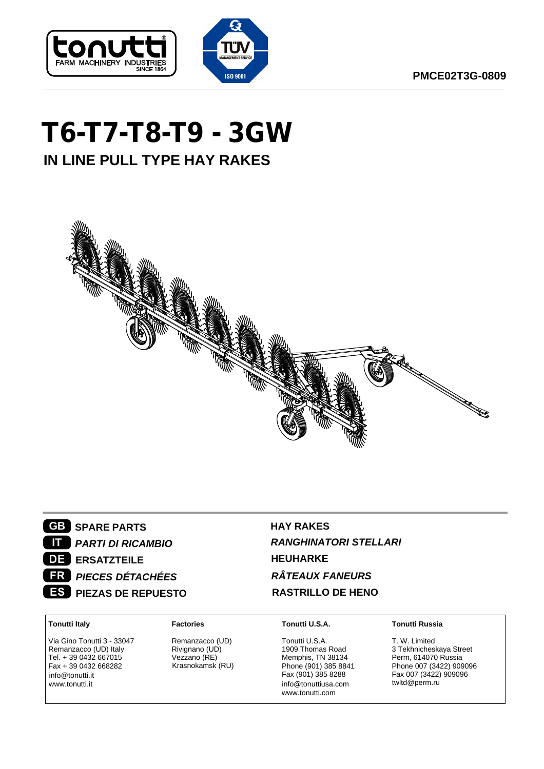PMCE02T3G-0809

# T6-T7-T8-T9 - 3GW

## IN LINE PULL TYPE HAY RAKES

| | |
|---|---|
| **GB** **SPARE PARTS** | **HAY RAKES** |
| **IT** ***PARTI DI RICAMBIO*** | ***RANGHINATORI STELLARI*** |
| **DE** **ERSATZTEILE** | **HEUHARKE** |
| **FR** ***PIECES DÉTACHÉES*** | ***RÂTEAUX FANEURS*** |
| **ES** **PIEZAS DE REPUESTO** | **RASTRILLO DE HENO** |

**Tonutti Italy**

Via Gino Tonutti 3 - 33047
Remanzacco (UD) Italy
Tel. + 39 0432 667015
Fax + 39 0432 668282
info@tonutti.it
www.tonutti.it

**Factories**

Remanzacco (UD)
Rivignano (UD)
Vezzano (RE)
Krasnokamsk (RU)

**Tonutti U.S.A.**

Tonutti U.S.A.
1909 Thomas Road
Memphis, TN 38134
Phone (901) 385 8841
Fax (901) 385 8288
info@tonuttiusa.com
www.tonutti.com

**Tonutti Russia**

T. W. Limited
3 Tekhnicheskaya Street
Perm, 614070 Russia
Phone 007 (3422) 909096
Fax 007 (3422) 909096
twltd@perm.ru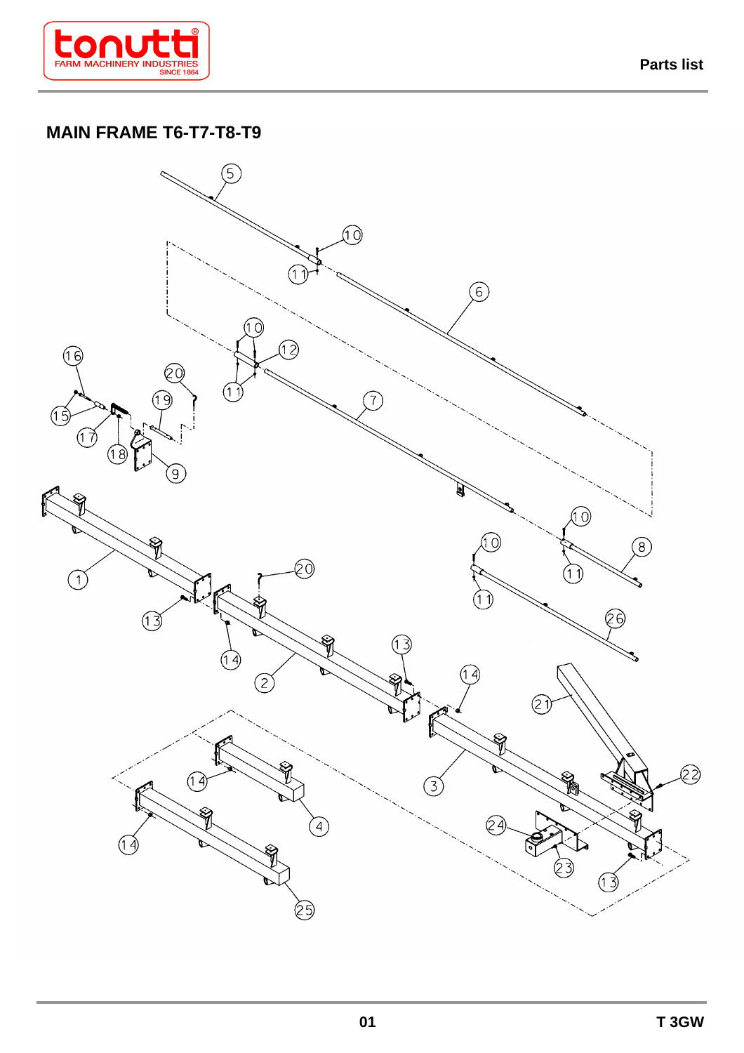# MAIN FRAME T6-T7-T8-T9

5
10
11
6
10
12
11
16
20
7
19
15
17
18
9
10
8
10
11
11
26
1
20
13
13
14
2
14
21
3
22
14
4
24
14
23
25
13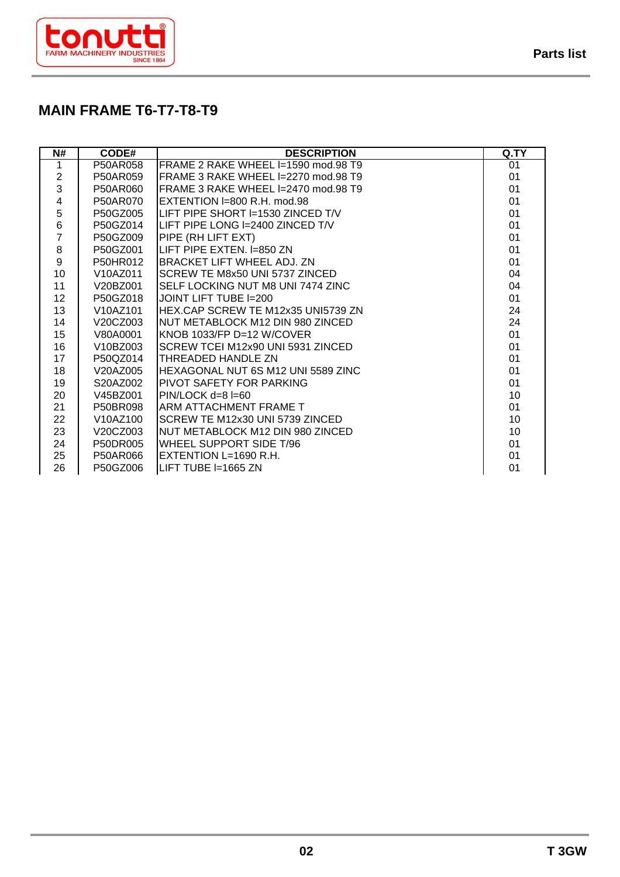## MAIN FRAME T6-T7-T8-T9

| N# | CODE# | DESCRIPTION | Q.TY |
|---|---|---|---|
| 1 | P50AR058 | FRAME 2 RAKE WHEEL l=1590 mod.98 T9 | 01 |
| 2 | P50AR059 | FRAME 3 RAKE WHEEL l=2270 mod.98 T9 | 01 |
| 3 | P50AR060 | FRAME 3 RAKE WHEEL l=2470 mod.98 T9 | 01 |
| 4 | P50AR070 | EXTENTION l=800 R.H. mod.98 | 01 |
| 5 | P50GZ005 | LIFT PIPE SHORT l=1530 ZINCED T/V | 01 |
| 6 | P50GZ014 | LIFT PIPE LONG l=2400 ZINCED T/V | 01 |
| 7 | P50GZ009 | PIPE (RH LIFT EXT) | 01 |
| 8 | P50GZ001 | LIFT PIPE EXTEN. l=850 ZN | 01 |
| 9 | P50HR012 | BRACKET LIFT WHEEL ADJ. ZN | 01 |
| 10 | V10AZ011 | SCREW TE M8x50 UNI 5737 ZINCED | 04 |
| 11 | V20BZ001 | SELF LOCKING NUT M8 UNI 7474 ZINC | 04 |
| 12 | P50GZ018 | JOINT LIFT TUBE l=200 | 01 |
| 13 | V10AZ101 | HEX.CAP SCREW TE M12x35 UNI5739 ZN | 24 |
| 14 | V20CZ003 | NUT METABLOCK M12 DIN 980 ZINCED | 24 |
| 15 | V80A0001 | KNOB 1033/FP D=12 W/COVER | 01 |
| 16 | V10BZ003 | SCREW TCEI M12x90 UNI 5931 ZINCED | 01 |
| 17 | P50QZ014 | THREADED HANDLE ZN | 01 |
| 18 | V20AZ005 | HEXAGONAL NUT 6S M12 UNI 5589 ZINC | 01 |
| 19 | S20AZ002 | PIVOT SAFETY FOR PARKING | 01 |
| 20 | V45BZ001 | PIN/LOCK d=8 l=60 | 10 |
| 21 | P50BR098 | ARM ATTACHMENT FRAME T | 01 |
| 22 | V10AZ100 | SCREW TE M12x30 UNI 5739 ZINCED | 10 |
| 23 | V20CZ003 | NUT METABLOCK M12 DIN 980 ZINCED | 10 |
| 24 | P50DR005 | WHEEL SUPPORT SIDE T/96 | 01 |
| 25 | P50AR066 | EXTENTION L=1690 R.H. | 01 |
| 26 | P50GZ006 | LIFT TUBE l=1665 ZN | 01 |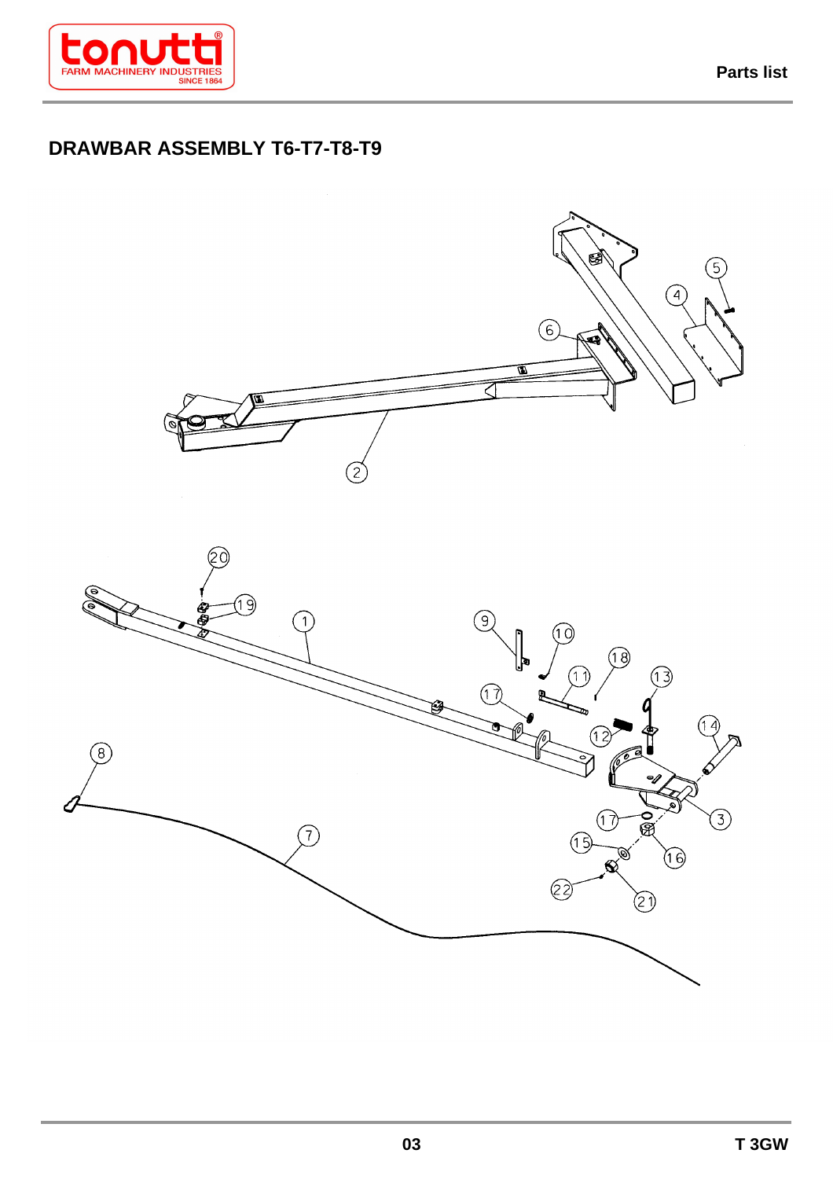## DRAWBAR ASSEMBLY T6-T7-T8-T9

5
4
6
2
20
19
1
9
10
18
11
13
17
14
12
8
3
17
7
15
16
22
21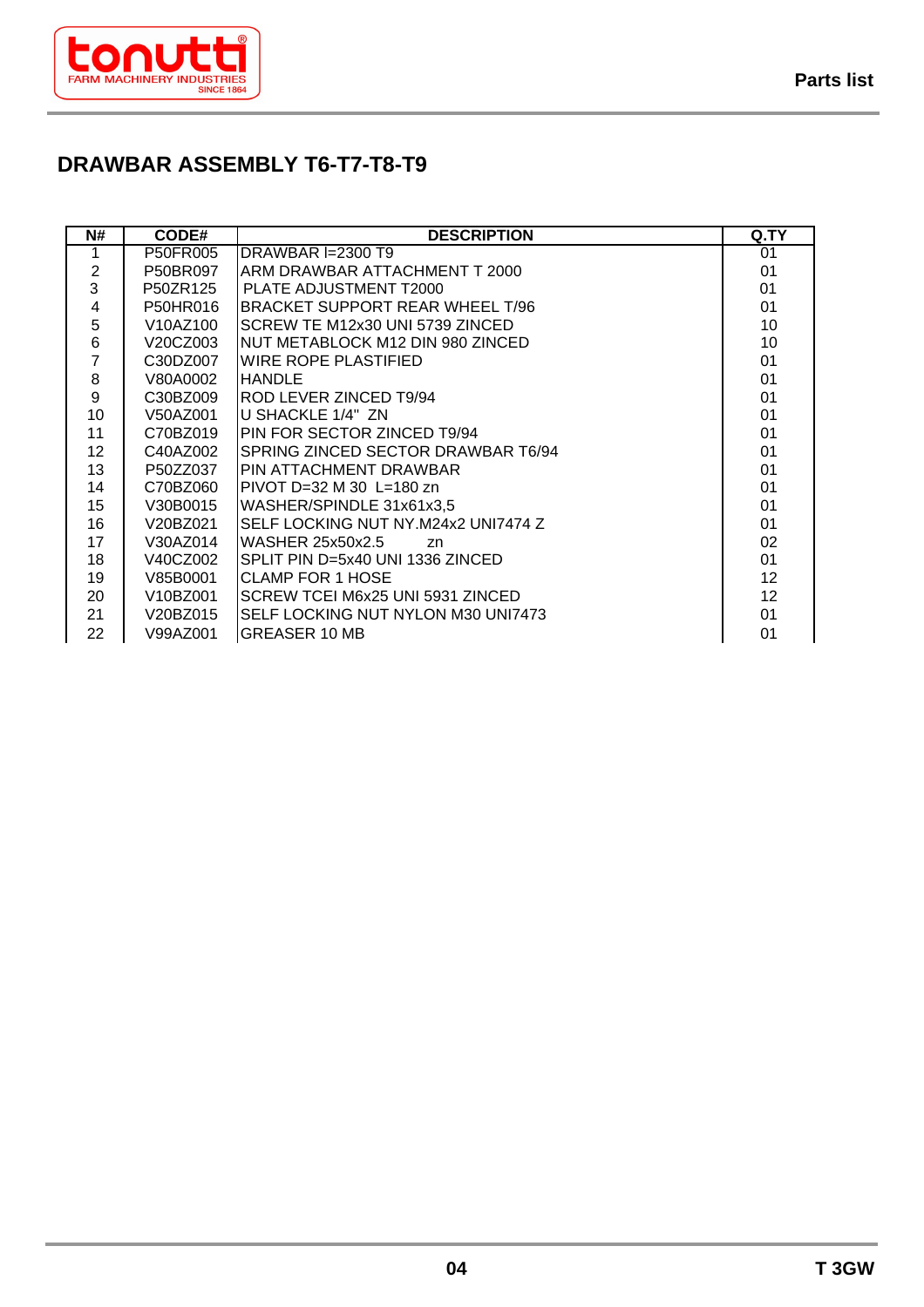## DRAWBAR ASSEMBLY T6-T7-T8-T9

| N# | CODE# | DESCRIPTION | Q.TY |
|---|---|---|---|
| 1 | P50FR005 | DRAWBAR l=2300 T9 | 01 |
| 2 | P50BR097 | ARM DRAWBAR ATTACHMENT T 2000 | 01 |
| 3 | P50ZR125 | PLATE ADJUSTMENT T2000 | 01 |
| 4 | P50HR016 | BRACKET SUPPORT REAR WHEEL T/96 | 01 |
| 5 | V10AZ100 | SCREW TE M12x30 UNI 5739 ZINCED | 10 |
| 6 | V20CZ003 | NUT METABLOCK M12 DIN 980 ZINCED | 10 |
| 7 | C30DZ007 | WIRE ROPE PLASTIFIED | 01 |
| 8 | V80A0002 | HANDLE | 01 |
| 9 | C30BZ009 | ROD LEVER ZINCED T9/94 | 01 |
| 10 | V50AZ001 | U SHACKLE 1/4" ZN | 01 |
| 11 | C70BZ019 | PIN FOR SECTOR ZINCED T9/94 | 01 |
| 12 | C40AZ002 | SPRING ZINCED SECTOR DRAWBAR T6/94 | 01 |
| 13 | P50ZZ037 | PIN ATTACHMENT DRAWBAR | 01 |
| 14 | C70BZ060 | PIVOT D=32 M 30 L=180 zn | 01 |
| 15 | V30B0015 | WASHER/SPINDLE 31x61x3,5 | 01 |
| 16 | V20BZ021 | SELF LOCKING NUT NY.M24x2 UNI7474 Z | 01 |
| 17 | V30AZ014 | WASHER 25x50x2.5 zn | 02 |
| 18 | V40CZ002 | SPLIT PIN D=5x40 UNI 1336 ZINCED | 01 |
| 19 | V85B0001 | CLAMP FOR 1 HOSE | 12 |
| 20 | V10BZ001 | SCREW TCEI M6x25 UNI 5931 ZINCED | 12 |
| 21 | V20BZ015 | SELF LOCKING NUT NYLON M30 UNI7473 | 01 |
| 22 | V99AZ001 | GREASER 10 MB | 01 |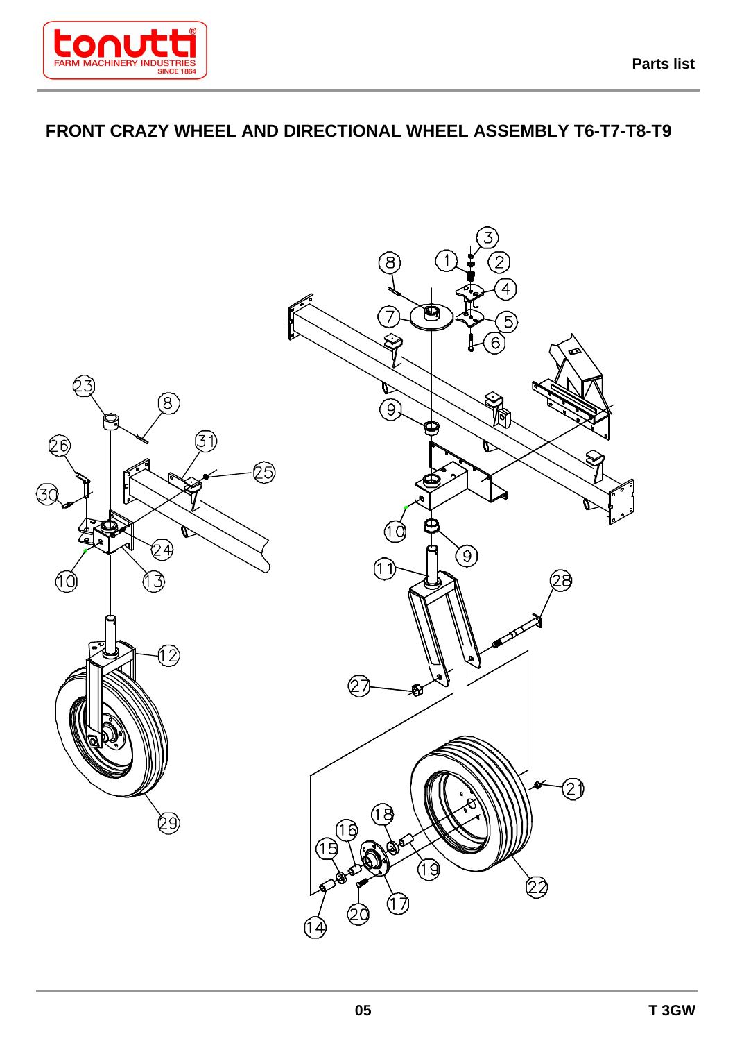# FRONT CRAZY WHEEL AND DIRECTIONAL WHEEL ASSEMBLY T6-T7-T8-T9

1
2
3
4
5
6
7
8
9
10
11
12
13
14
15
16
17
18
19
20
21
22
23
24
25
26
27
28
29
30
31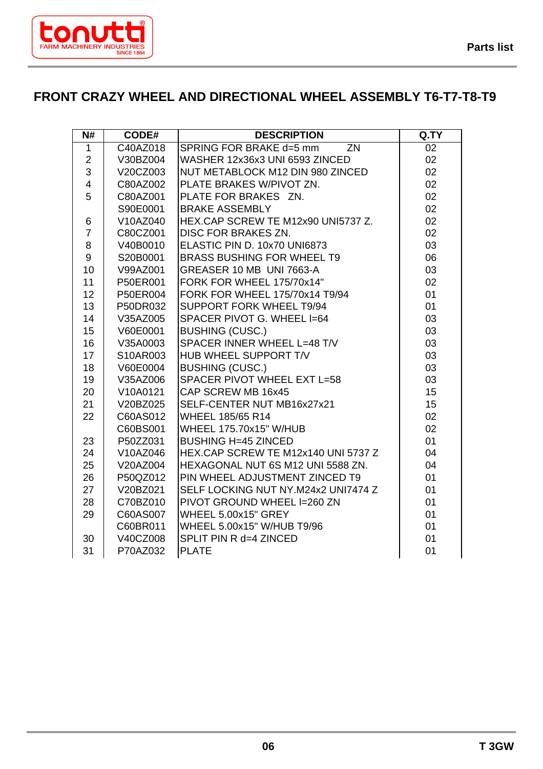## FRONT CRAZY WHEEL AND DIRECTIONAL WHEEL ASSEMBLY T6-T7-T8-T9

| N# | CODE# | DESCRIPTION | Q.TY |
|---|---|---|---|
| 1 | C40AZ018 | SPRING FOR BRAKE d=5 mm ZN | 02 |
| 2 | V30BZ004 | WASHER 12x36x3 UNI 6593 ZINCED | 02 |
| 3 | V20CZ003 | NUT METABLOCK M12 DIN 980 ZINCED | 02 |
| 4 | C80AZ002 | PLATE BRAKES W/PIVOT ZN. | 02 |
| 5 | C80AZ001 | PLATE FOR BRAKES ZN. | 02 |
| | S90E0001 | BRAKE ASSEMBLY | 02 |
| 6 | V10AZ040 | HEX.CAP SCREW TE M12x90 UNI5737 Z. | 02 |
| 7 | C80CZ001 | DISC FOR BRAKES ZN. | 02 |
| 8 | V40B0010 | ELASTIC PIN D. 10x70 UNI6873 | 03 |
| 9 | S20B0001 | BRASS BUSHING FOR WHEEL T9 | 06 |
| 10 | V99AZ001 | GREASER 10 MB UNI 7663-A | 03 |
| 11 | P50ER001 | FORK FOR WHEEL 175/70x14" | 02 |
| 12 | P50ER004 | FORK FOR WHEEL 175/70x14 T9/94 | 01 |
| 13 | P50DR032 | SUPPORT FORK WHEEL T9/94 | 01 |
| 14 | V35AZ005 | SPACER PIVOT G. WHEEL l=64 | 03 |
| 15 | V60E0001 | BUSHING (CUSC.) | 03 |
| 16 | V35A0003 | SPACER INNER WHEEL L=48 T/V | 03 |
| 17 | S10AR003 | HUB WHEEL SUPPORT T/V | 03 |
| 18 | V60E0004 | BUSHING (CUSC.) | 03 |
| 19 | V35AZ006 | SPACER PIVOT WHEEL EXT L=58 | 03 |
| 20 | V10A0121 | CAP SCREW MB 16x45 | 15 |
| 21 | V20BZ025 | SELF-CENTER NUT MB16x27x21 | 15 |
| 22 | C60AS012 | WHEEL 185/65 R14 | 02 |
| | C60BS001 | WHEEL 175.70x15" W/HUB | 02 |
| 23 | P50ZZ031 | BUSHING H=45 ZINCED | 01 |
| 24 | V10AZ046 | HEX.CAP SCREW TE M12x140 UNI 5737 Z | 04 |
| 25 | V20AZ004 | HEXAGONAL NUT 6S M12 UNI 5588 ZN. | 04 |
| 26 | P50QZ012 | PIN WHEEL ADJUSTMENT ZINCED T9 | 01 |
| 27 | V20BZ021 | SELF LOCKING NUT NY.M24x2 UNI7474 Z | 01 |
| 28 | C70BZ010 | PIVOT GROUND WHEEL l=260 ZN | 01 |
| 29 | C60AS007 | WHEEL 5.00x15" GREY | 01 |
| | C60BR011 | WHEEL 5.00x15" W/HUB T9/96 | 01 |
| 30 | V40CZ008 | SPLIT PIN R d=4 ZINCED | 01 |
| 31 | P70AZ032 | PLATE | 01 |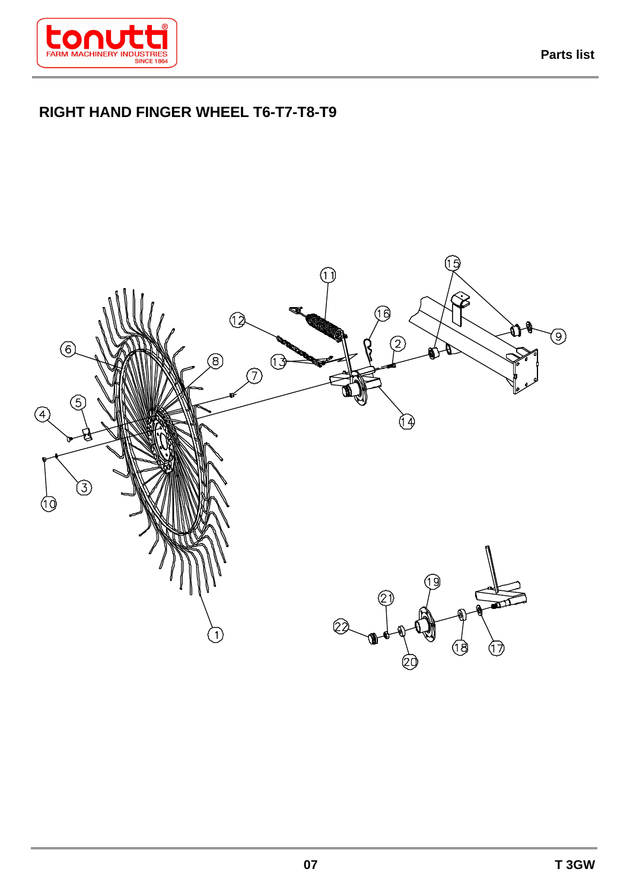# RIGHT HAND FINGER WHEEL T6-T7-T8-T9

15
11
16
12
2
9
6
8
13
7
5
14
4
3
10
19
21
22
18
17
1
20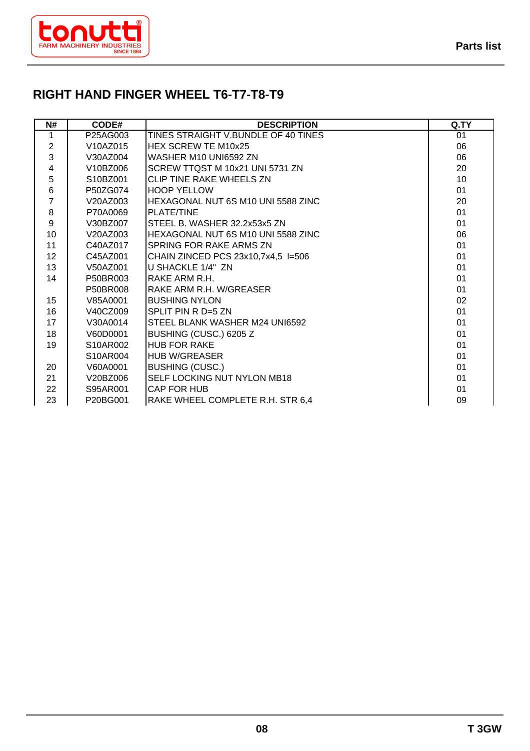## RIGHT HAND FINGER WHEEL T6-T7-T8-T9

| N# | CODE# | DESCRIPTION | Q.TY |
|---|---|---|---|
| 1 | P25AG003 | TINES STRAIGHT V.BUNDLE OF 40 TINES | 01 |
| 2 | V10AZ015 | HEX SCREW TE M10x25 | 06 |
| 3 | V30AZ004 | WASHER M10 UNI6592 ZN | 06 |
| 4 | V10BZ006 | SCREW TTQST M 10x21 UNI 5731 ZN | 20 |
| 5 | S10BZ001 | CLIP TINE RAKE WHEELS ZN | 10 |
| 6 | P50ZG074 | HOOP YELLOW | 01 |
| 7 | V20AZ003 | HEXAGONAL NUT 6S M10 UNI 5588 ZINC | 20 |
| 8 | P70A0069 | PLATE/TINE | 01 |
| 9 | V30BZ007 | STEEL B. WASHER 32.2x53x5 ZN | 01 |
| 10 | V20AZ003 | HEXAGONAL NUT 6S M10 UNI 5588 ZINC | 06 |
| 11 | C40AZ017 | SPRING FOR RAKE ARMS ZN | 01 |
| 12 | C45AZ001 | CHAIN ZINCED PCS 23x10,7x4,5 l=506 | 01 |
| 13 | V50AZ001 | U SHACKLE 1/4" ZN | 01 |
| 14 | P50BR003 | RAKE ARM R.H. | 01 |
| | P50BR008 | RAKE ARM R.H. W/GREASER | 01 |
| 15 | V85A0001 | BUSHING NYLON | 02 |
| 16 | V40CZ009 | SPLIT PIN R D=5 ZN | 01 |
| 17 | V30A0014 | STEEL BLANK WASHER M24 UNI6592 | 01 |
| 18 | V60D0001 | BUSHING (CUSC.) 6205 Z | 01 |
| 19 | S10AR002 | HUB FOR RAKE | 01 |
| | S10AR004 | HUB W/GREASER | 01 |
| 20 | V60A0001 | BUSHING (CUSC.) | 01 |
| 21 | V20BZ006 | SELF LOCKING NUT NYLON MB18 | 01 |
| 22 | S95AR001 | CAP FOR HUB | 01 |
| 23 | P20BG001 | RAKE WHEEL COMPLETE R.H. STR 6,4 | 09 |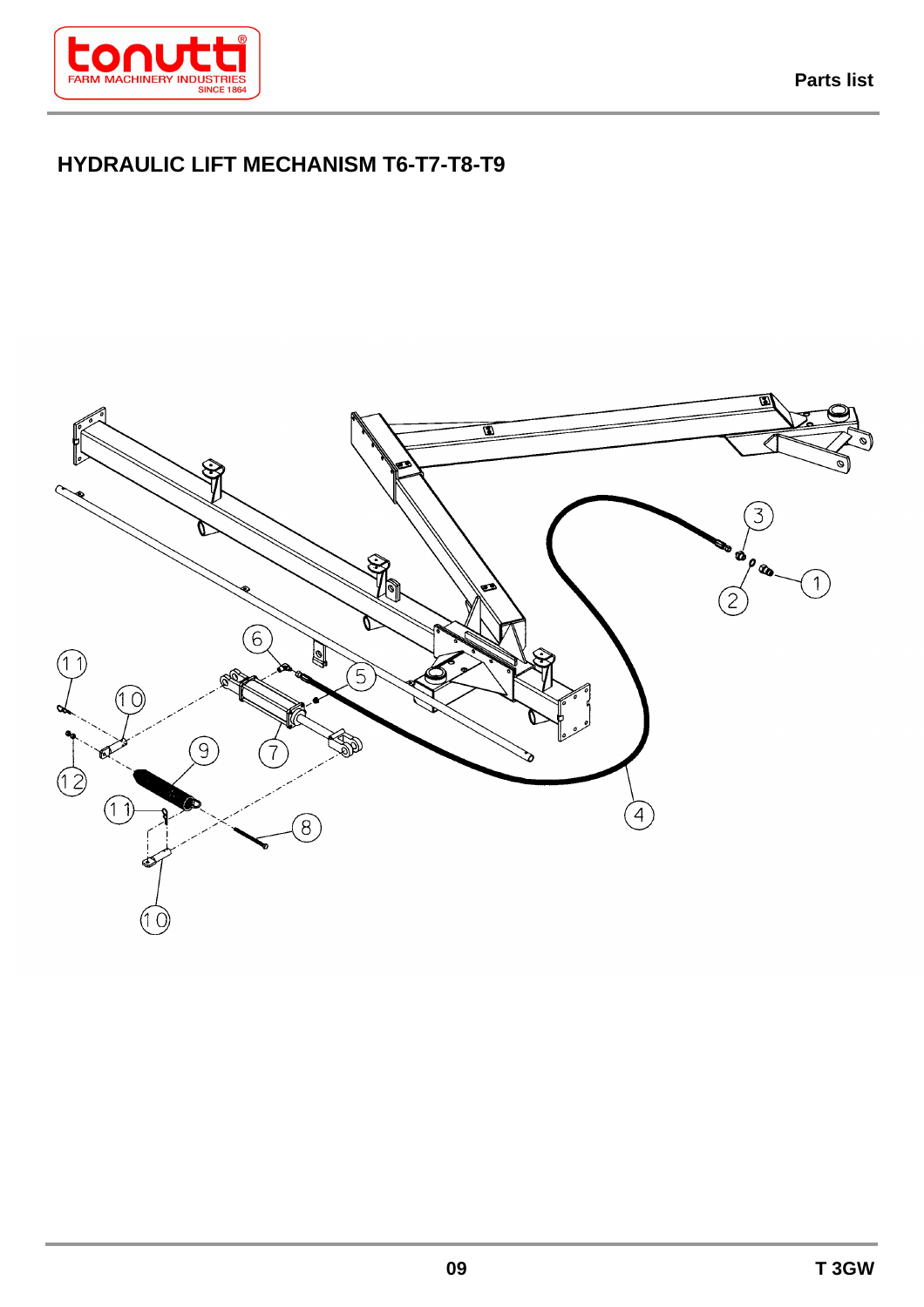# HYDRAULIC LIFT MECHANISM T6-T7-T8-T9

3
1
2
6
5
11
10
9
7
12
11
8
4
10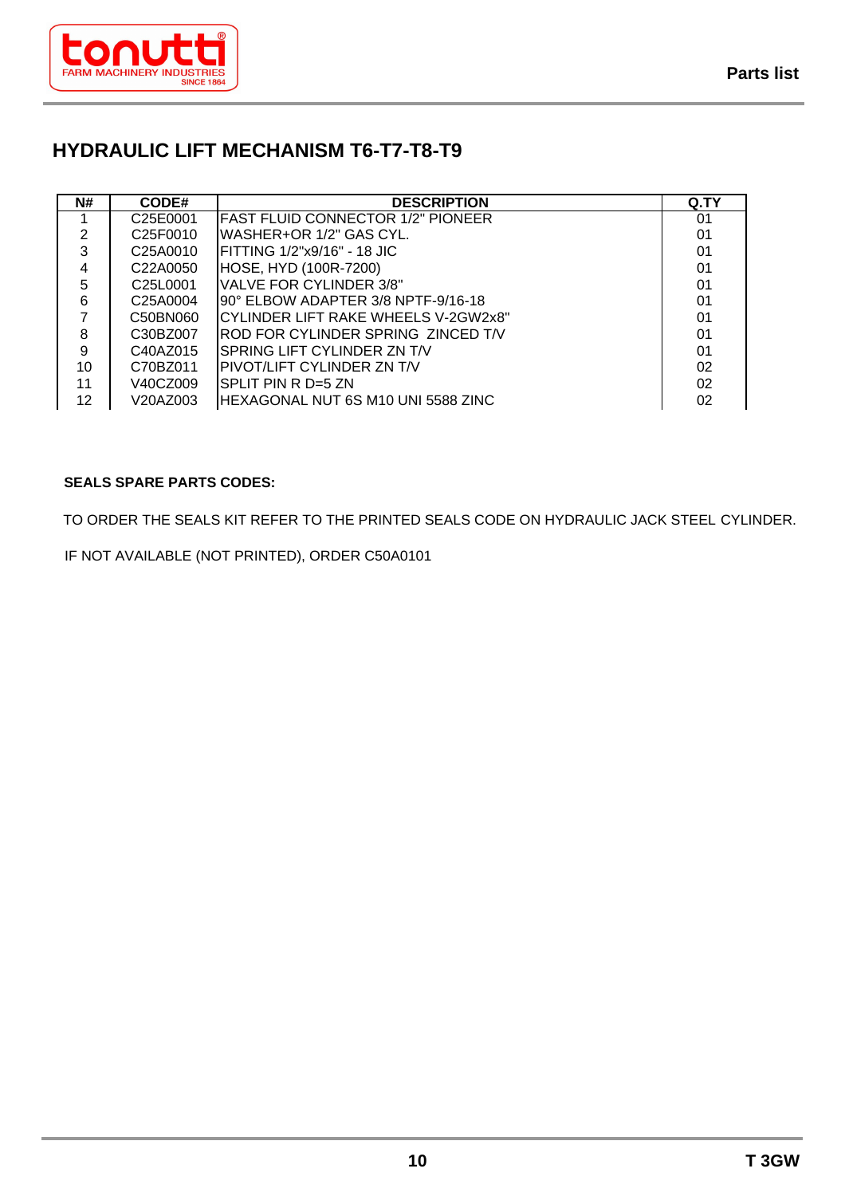# HYDRAULIC LIFT MECHANISM T6-T7-T8-T9

| N# | CODE# | DESCRIPTION | Q.TY |
|---|---|---|---|
| 1 | C25E0001 | FAST FLUID CONNECTOR 1/2" PIONEER | 01 |
| 2 | C25F0010 | WASHER+OR 1/2" GAS CYL. | 01 |
| 3 | C25A0010 | FITTING 1/2"x9/16" - 18 JIC | 01 |
| 4 | C22A0050 | HOSE, HYD (100R-7200) | 01 |
| 5 | C25L0001 | VALVE FOR CYLINDER 3/8" | 01 |
| 6 | C25A0004 | 90° ELBOW ADAPTER 3/8 NPTF-9/16-18 | 01 |
| 7 | C50BN060 | CYLINDER LIFT RAKE WHEELS V-2GW2x8" | 01 |
| 8 | C30BZ007 | ROD FOR CYLINDER SPRING ZINCED T/V | 01 |
| 9 | C40AZ015 | SPRING LIFT CYLINDER ZN T/V | 01 |
| 10 | C70BZ011 | PIVOT/LIFT CYLINDER ZN T/V | 02 |
| 11 | V40CZ009 | SPLIT PIN R D=5 ZN | 02 |
| 12 | V20AZ003 | HEXAGONAL NUT 6S M10 UNI 5588 ZINC | 02 |

**SEALS SPARE PARTS CODES:**

TO ORDER THE SEALS KIT REFER TO THE PRINTED SEALS CODE ON HYDRAULIC JACK STEEL CYLINDER.

IF NOT AVAILABLE (NOT PRINTED), ORDER C50A0101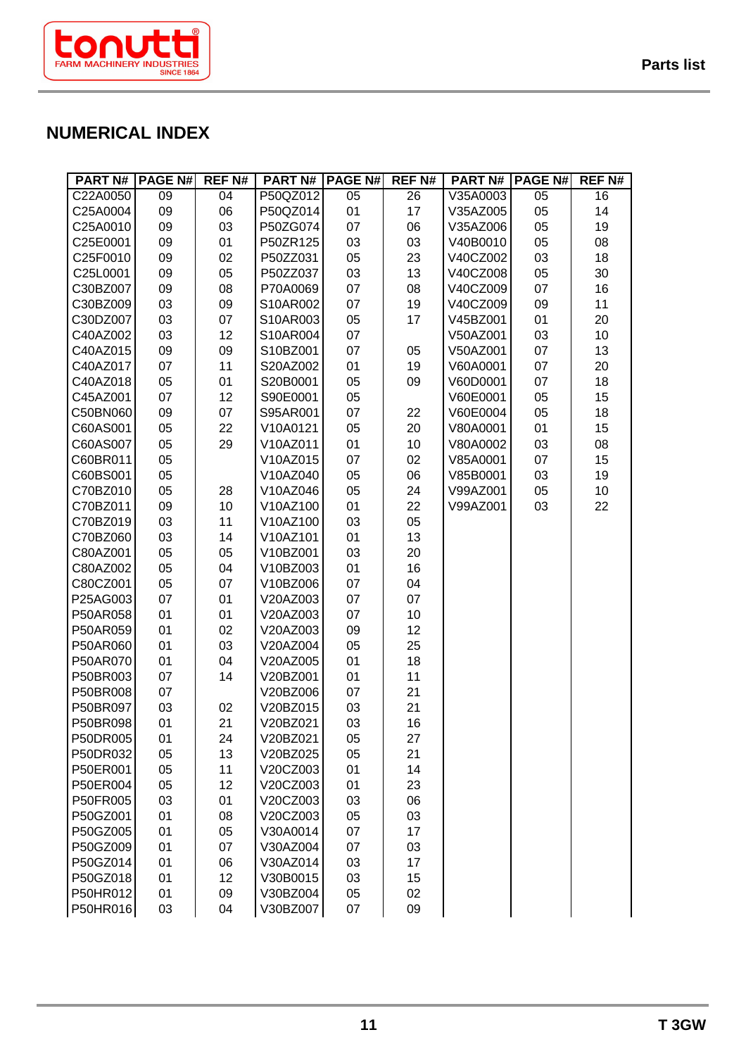## NUMERICAL INDEX

| PART N# | PAGE N# | REF N# | PART N# | PAGE N# | REF N# | PART N# | PAGE N# | REF N# |
|---|---|---|---|---|---|---|---|---|
| C22A0050 | 09 | 04 | P50QZ012 | 05 | 26 | V35A0003 | 05 | 16 |
| C25A0004 | 09 | 06 | P50QZ014 | 01 | 17 | V35AZ005 | 05 | 14 |
| C25A0010 | 09 | 03 | P50ZG074 | 07 | 06 | V35AZ006 | 05 | 19 |
| C25E0001 | 09 | 01 | P50ZR125 | 03 | 03 | V40B0010 | 05 | 08 |
| C25F0010 | 09 | 02 | P50ZZ031 | 05 | 23 | V40CZ002 | 03 | 18 |
| C25L0001 | 09 | 05 | P50ZZ037 | 03 | 13 | V40CZ008 | 05 | 30 |
| C30BZ007 | 09 | 08 | P70A0069 | 07 | 08 | V40CZ009 | 07 | 16 |
| C30BZ009 | 03 | 09 | S10AR002 | 07 | 19 | V40CZ009 | 09 | 11 |
| C30DZ007 | 03 | 07 | S10AR003 | 05 | 17 | V45BZ001 | 01 | 20 |
| C40AZ002 | 03 | 12 | S10AR004 | 07 | | V50AZ001 | 03 | 10 |
| C40AZ015 | 09 | 09 | S10BZ001 | 07 | 05 | V50AZ001 | 07 | 13 |
| C40AZ017 | 07 | 11 | S20AZ002 | 01 | 19 | V60A0001 | 07 | 20 |
| C40AZ018 | 05 | 01 | S20B0001 | 05 | 09 | V60D0001 | 07 | 18 |
| C45AZ001 | 07 | 12 | S90E0001 | 05 | | V60E0001 | 05 | 15 |
| C50BN060 | 09 | 07 | S95AR001 | 07 | 22 | V60E0004 | 05 | 18 |
| C60AS001 | 05 | 22 | V10A0121 | 05 | 20 | V80A0001 | 01 | 15 |
| C60AS007 | 05 | 29 | V10AZ011 | 01 | 10 | V80A0002 | 03 | 08 |
| C60BR011 | 05 | | V10AZ015 | 07 | 02 | V85A0001 | 07 | 15 |
| C60BS001 | 05 | | V10AZ040 | 05 | 06 | V85B0001 | 03 | 19 |
| C70BZ010 | 05 | 28 | V10AZ046 | 05 | 24 | V99AZ001 | 05 | 10 |
| C70BZ011 | 09 | 10 | V10AZ100 | 01 | 22 | V99AZ001 | 03 | 22 |
| C70BZ019 | 03 | 11 | V10AZ100 | 03 | 05 | | | |
| C70BZ060 | 03 | 14 | V10AZ101 | 01 | 13 | | | |
| C80AZ001 | 05 | 05 | V10BZ001 | 03 | 20 | | | |
| C80AZ002 | 05 | 04 | V10BZ003 | 01 | 16 | | | |
| C80CZ001 | 05 | 07 | V10BZ006 | 07 | 04 | | | |
| P25AG003 | 07 | 01 | V20AZ003 | 07 | 07 | | | |
| P50AR058 | 01 | 01 | V20AZ003 | 07 | 10 | | | |
| P50AR059 | 01 | 02 | V20AZ003 | 09 | 12 | | | |
| P50AR060 | 01 | 03 | V20AZ004 | 05 | 25 | | | |
| P50AR070 | 01 | 04 | V20AZ005 | 01 | 18 | | | |
| P50BR003 | 07 | 14 | V20BZ001 | 01 | 11 | | | |
| P50BR008 | 07 | | V20BZ006 | 07 | 21 | | | |
| P50BR097 | 03 | 02 | V20BZ015 | 03 | 21 | | | |
| P50BR098 | 01 | 21 | V20BZ021 | 03 | 16 | | | |
| P50DR005 | 01 | 24 | V20BZ021 | 05 | 27 | | | |
| P50DR032 | 05 | 13 | V20BZ025 | 05 | 21 | | | |
| P50ER001 | 05 | 11 | V20CZ003 | 01 | 14 | | | |
| P50ER004 | 05 | 12 | V20CZ003 | 01 | 23 | | | |
| P50FR005 | 03 | 01 | V20CZ003 | 03 | 06 | | | |
| P50GZ001 | 01 | 08 | V20CZ003 | 05 | 03 | | | |
| P50GZ005 | 01 | 05 | V30A0014 | 07 | 17 | | | |
| P50GZ009 | 01 | 07 | V30AZ004 | 07 | 03 | | | |
| P50GZ014 | 01 | 06 | V30AZ014 | 03 | 17 | | | |
| P50GZ018 | 01 | 12 | V30B0015 | 03 | 15 | | | |
| P50HR012 | 01 | 09 | V30BZ004 | 05 | 02 | | | |
| P50HR016 | 03 | 04 | V30BZ007 | 07 | 09 | | | |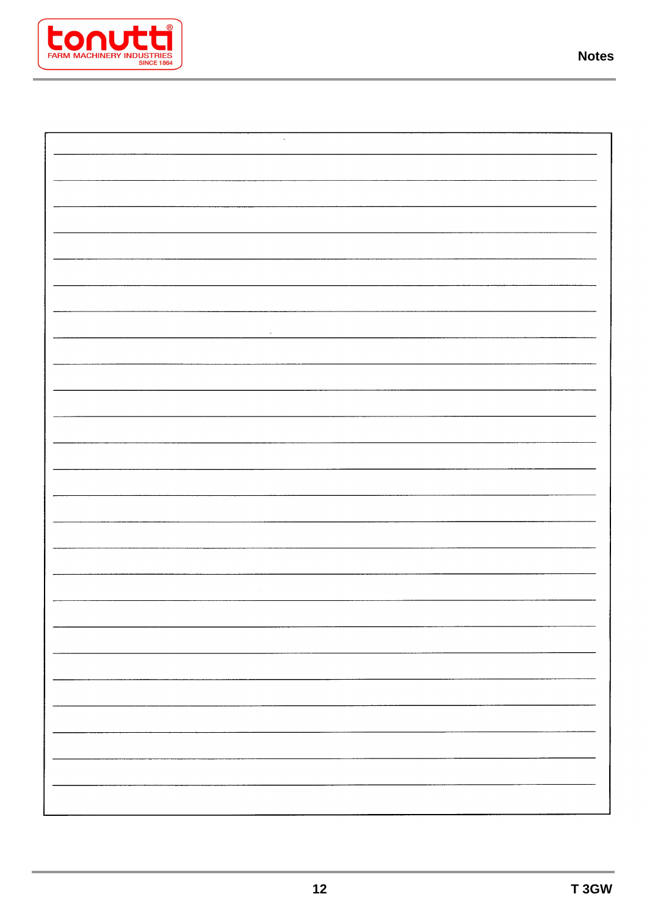# Notes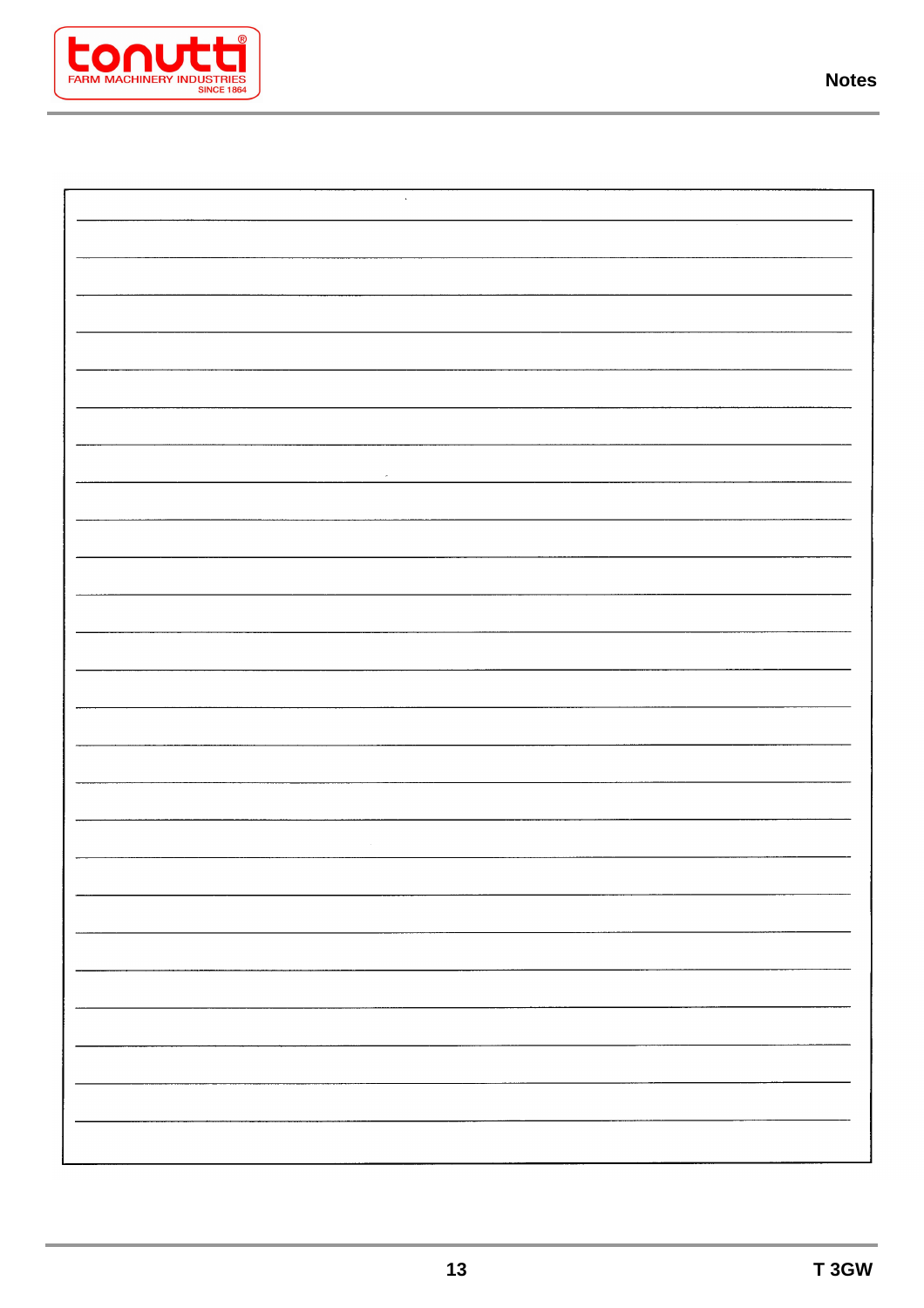# Notes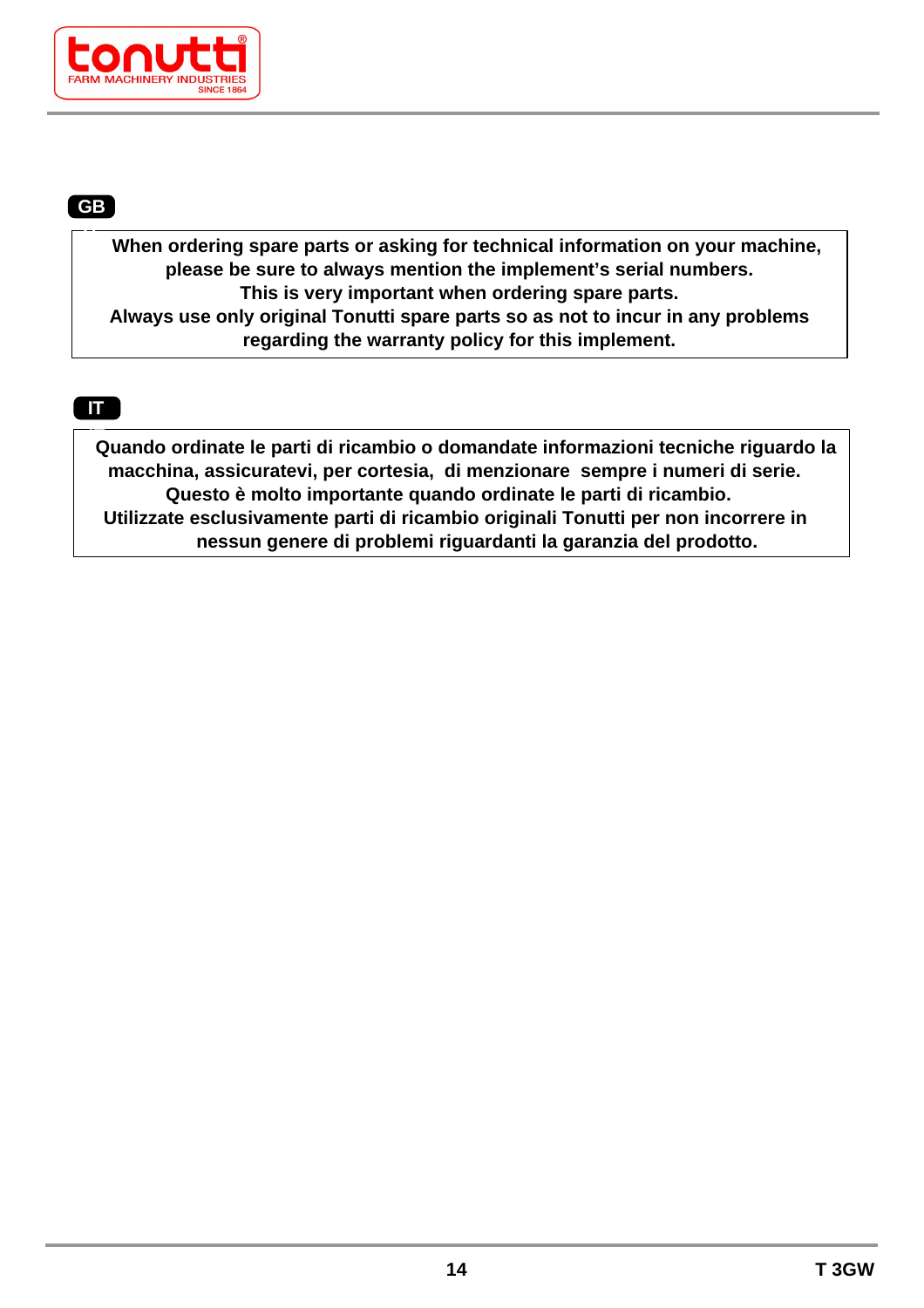GB

**When ordering spare parts or asking for technical information on your machine, please be sure to always mention the implement's serial numbers.
This is very important when ordering spare parts.
Always use only original Tonutti spare parts so as not to incur in any problems regarding the warranty policy for this implement.**

IT

**Quando ordinate le parti di ricambio o domandate informazioni tecniche riguardo la macchina, assicuratevi, per cortesia, di menzionare sempre i numeri di serie.
Questo è molto importante quando ordinate le parti di ricambio.
Utilizzate esclusivamente parti di ricambio originali Tonutti per non incorrere in nessun genere di problemi riguardanti la garanzia del prodotto.**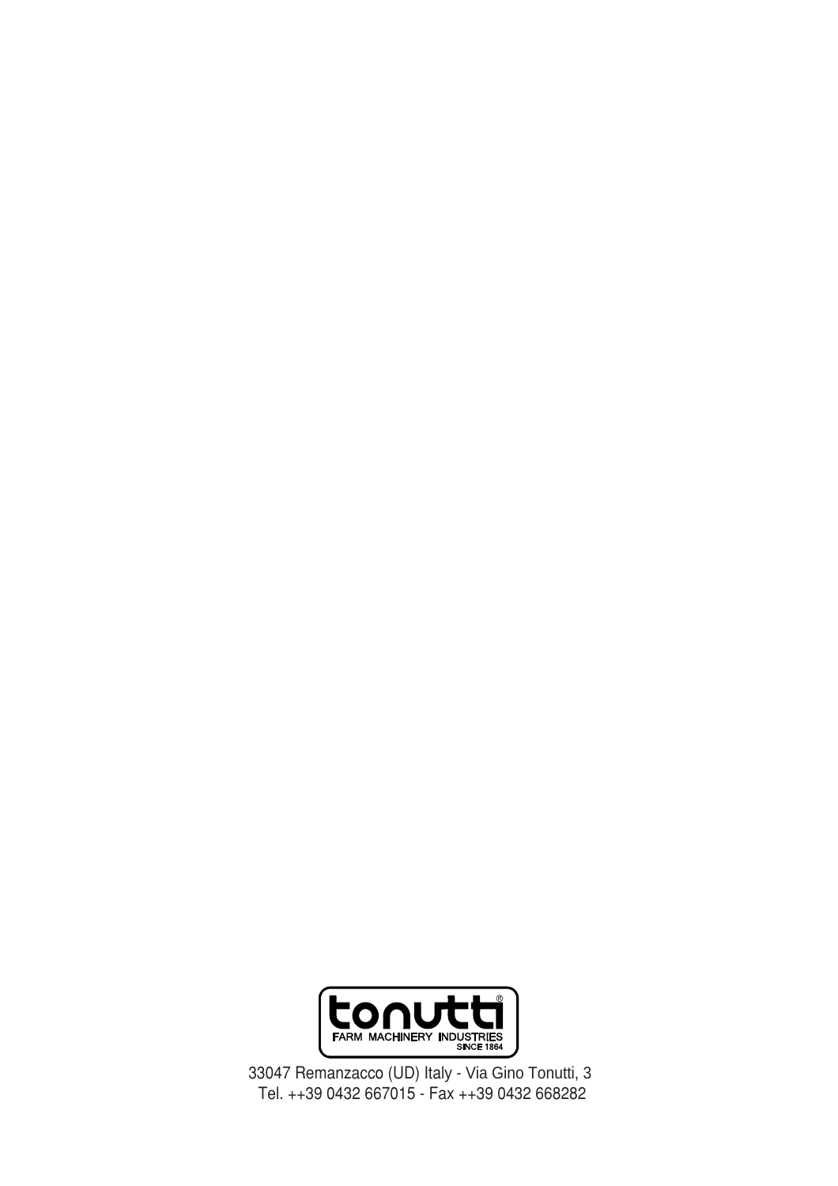tonutti®

FARM MACHINERY INDUSTRIES

SINCE 1864

33047 Remanzacco (UD) Italy - Via Gino Tonutti, 3
Tel. ++39 0432 667015 - Fax ++39 0432 668282